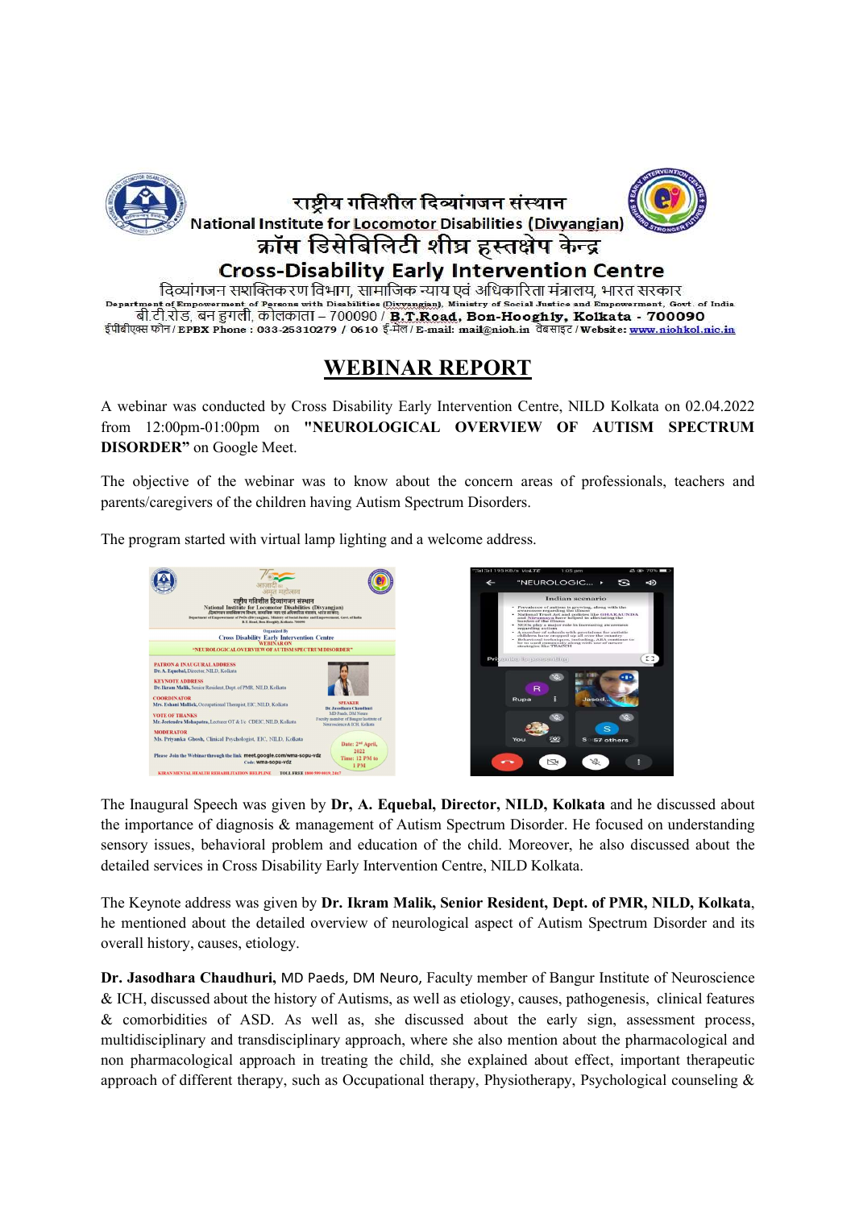राष्ट्रीय गतिशील दिव्यांगजन संस्थान

National Institute for Locomotor Disabilities (Divyangjan)

क्रॉस डिसेबिलिटी शीघ्र हस्तक्षेप केन्द्र

**Cross-Disability Early Intervention Centre**

दिव्यांगजन सशक्तिकरण विभाग, सामाजिक न्याय एवं अधिकारिता मंत्रालय, भारत सरकार

Department of Empowerment of Persons with Disabilities (Divyangjan), Ministry of Social Justice and Empowerment, Govt. of India

बी.टी.रोड, बन हुगली, कोलकाता – 700090 / B.T.Road, Bon-Hooghly, Kolkata - 700090

ईपीबीएक्स फोन / EPBX Phone : 033-25310279 / 0610 ई-मेल / E-mail: mail@nioh.in वेबसाइट / Website: www.niohkol.nic.in

# WEBINAR REPORT

A webinar was conducted by Cross Disability Early Intervention Centre, NILD Kolkata on 02.04.2022 from 12:00pm-01:00pm on **"NEUROLOGICAL OVERVIEW OF AUTISM SPECTRUM DISORDER"** on Google Meet.

The objective of the webinar was to know about the concern areas of professionals, teachers and parents/caregivers of the children having Autism Spectrum Disorders.

The program started with virtual lamp lighting and a welcome address.

The Inaugural Speech was given by **Dr, A. Equebal, Director, NILD, Kolkata** and he discussed about the importance of diagnosis & management of Autism Spectrum Disorder. He focused on understanding sensory issues, behavioral problem and education of the child. Moreover, he also discussed about the detailed services in Cross Disability Early Intervention Centre, NILD Kolkata.

The Keynote address was given by **Dr. Ikram Malik, Senior Resident, Dept. of PMR, NILD, Kolkata**, he mentioned about the detailed overview of neurological aspect of Autism Spectrum Disorder and its overall history, causes, etiology.

**Dr. Jasodhara Chaudhuri,** MD Paeds, DM Neuro, Faculty member of Bangur Institute of Neuroscience & ICH, discussed about the history of Autisms, as well as etiology, causes, pathogenesis, clinical features & comorbidities of ASD. As well as, she discussed about the early sign, assessment process, multidisciplinary and transdisciplinary approach, where she also mention about the pharmacological and non pharmacological approach in treating the child, she explained about effect, important therapeutic approach of different therapy, such as Occupational therapy, Physiotherapy, Psychological counseling &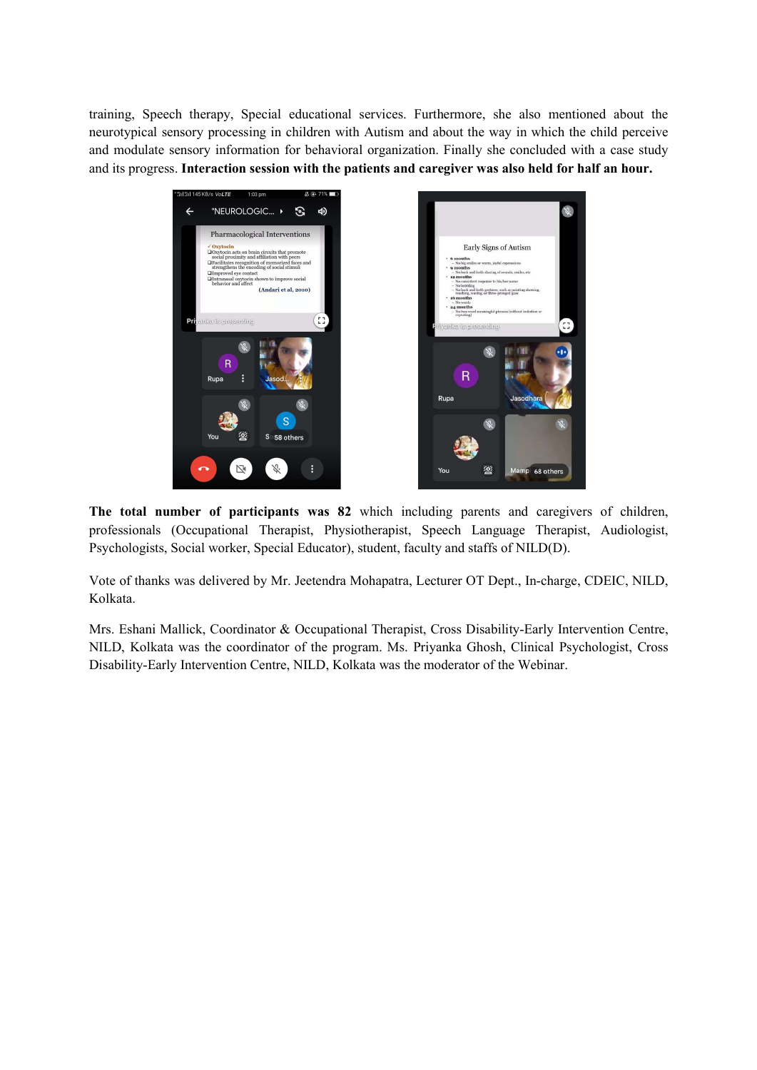training, Speech therapy, Special educational services. Furthermore, she also mentioned about the neurotypical sensory processing in children with Autism and about the way in which the child perceive and modulate sensory information for behavioral organization. Finally she concluded with a case study and its progress. **Interaction session with the patients and caregiver was also held for half an hour.**

**The total number of participants was 82** which including parents and caregivers of children, professionals (Occupational Therapist, Physiotherapist, Speech Language Therapist, Audiologist, Psychologists, Social worker, Special Educator), student, faculty and staffs of NILD(D).

Vote of thanks was delivered by Mr. Jeetendra Mohapatra, Lecturer OT Dept., In-charge, CDEIC, NILD, Kolkata.

Mrs. Eshani Mallick, Coordinator & Occupational Therapist, Cross Disability-Early Intervention Centre, NILD, Kolkata was the coordinator of the program. Ms. Priyanka Ghosh, Clinical Psychologist, Cross Disability-Early Intervention Centre, NILD, Kolkata was the moderator of the Webinar.